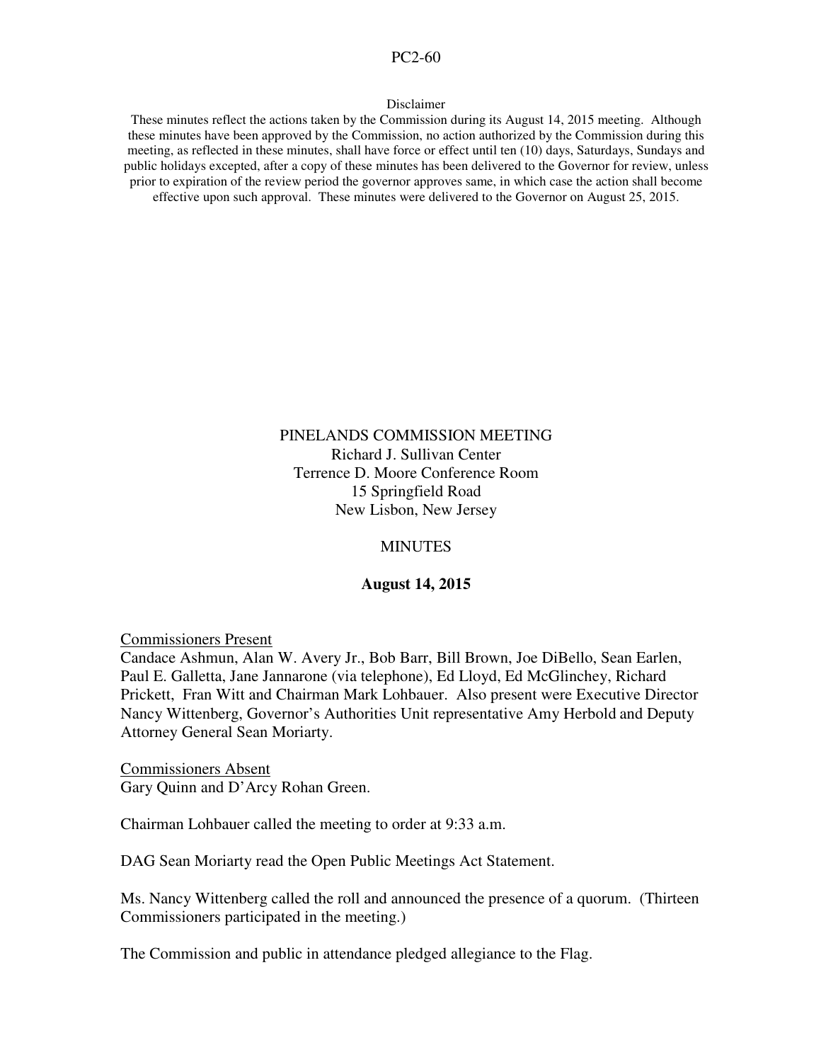PC2-60

Disclaimer

These minutes reflect the actions taken by the Commission during its August 14, 2015 meeting. Although these minutes have been approved by the Commission, no action authorized by the Commission during this meeting, as reflected in these minutes, shall have force or effect until ten (10) days, Saturdays, Sundays and public holidays excepted, after a copy of these minutes has been delivered to the Governor for review, unless prior to expiration of the review period the governor approves same, in which case the action shall become effective upon such approval. These minutes were delivered to the Governor on August 25, 2015.

PINELANDS COMMISSION MEETING
Richard J. Sullivan Center
Terrence D. Moore Conference Room
15 Springfield Road
New Lisbon, New Jersey

MINUTES

**August 14, 2015**

Commissioners Present

Candace Ashmun, Alan W. Avery Jr., Bob Barr, Bill Brown, Joe DiBello, Sean Earlen, Paul E. Galletta, Jane Jannarone (via telephone), Ed Lloyd, Ed McGlinchey, Richard Prickett, Fran Witt and Chairman Mark Lohbauer. Also present were Executive Director Nancy Wittenberg, Governor's Authorities Unit representative Amy Herbold and Deputy Attorney General Sean Moriarty.

Commissioners Absent

Gary Quinn and D'Arcy Rohan Green.

Chairman Lohbauer called the meeting to order at 9:33 a.m.

DAG Sean Moriarty read the Open Public Meetings Act Statement.

Ms. Nancy Wittenberg called the roll and announced the presence of a quorum. (Thirteen Commissioners participated in the meeting.)

The Commission and public in attendance pledged allegiance to the Flag.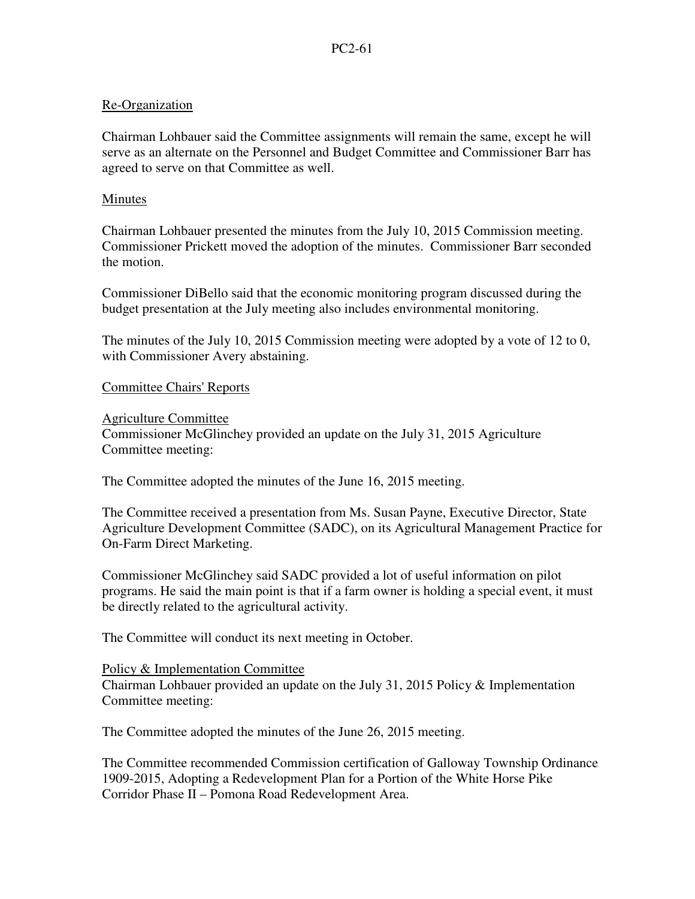Re-Organization

Chairman Lohbauer said the Committee assignments will remain the same, except he will serve as an alternate on the Personnel and Budget Committee and Commissioner Barr has agreed to serve on that Committee as well.

Minutes

Chairman Lohbauer presented the minutes from the July 10, 2015 Commission meeting. Commissioner Prickett moved the adoption of the minutes. Commissioner Barr seconded the motion.

Commissioner DiBello said that the economic monitoring program discussed during the budget presentation at the July meeting also includes environmental monitoring.

The minutes of the July 10, 2015 Commission meeting were adopted by a vote of 12 to 0, with Commissioner Avery abstaining.

Committee Chairs' Reports

Agriculture Committee
Commissioner McGlinchey provided an update on the July 31, 2015 Agriculture Committee meeting:

The Committee adopted the minutes of the June 16, 2015 meeting.

The Committee received a presentation from Ms. Susan Payne, Executive Director, State Agriculture Development Committee (SADC), on its Agricultural Management Practice for On-Farm Direct Marketing.

Commissioner McGlinchey said SADC provided a lot of useful information on pilot programs. He said the main point is that if a farm owner is holding a special event, it must be directly related to the agricultural activity.

The Committee will conduct its next meeting in October.

Policy & Implementation Committee
Chairman Lohbauer provided an update on the July 31, 2015 Policy & Implementation Committee meeting:

The Committee adopted the minutes of the June 26, 2015 meeting.

The Committee recommended Commission certification of Galloway Township Ordinance 1909-2015, Adopting a Redevelopment Plan for a Portion of the White Horse Pike Corridor Phase II – Pomona Road Redevelopment Area.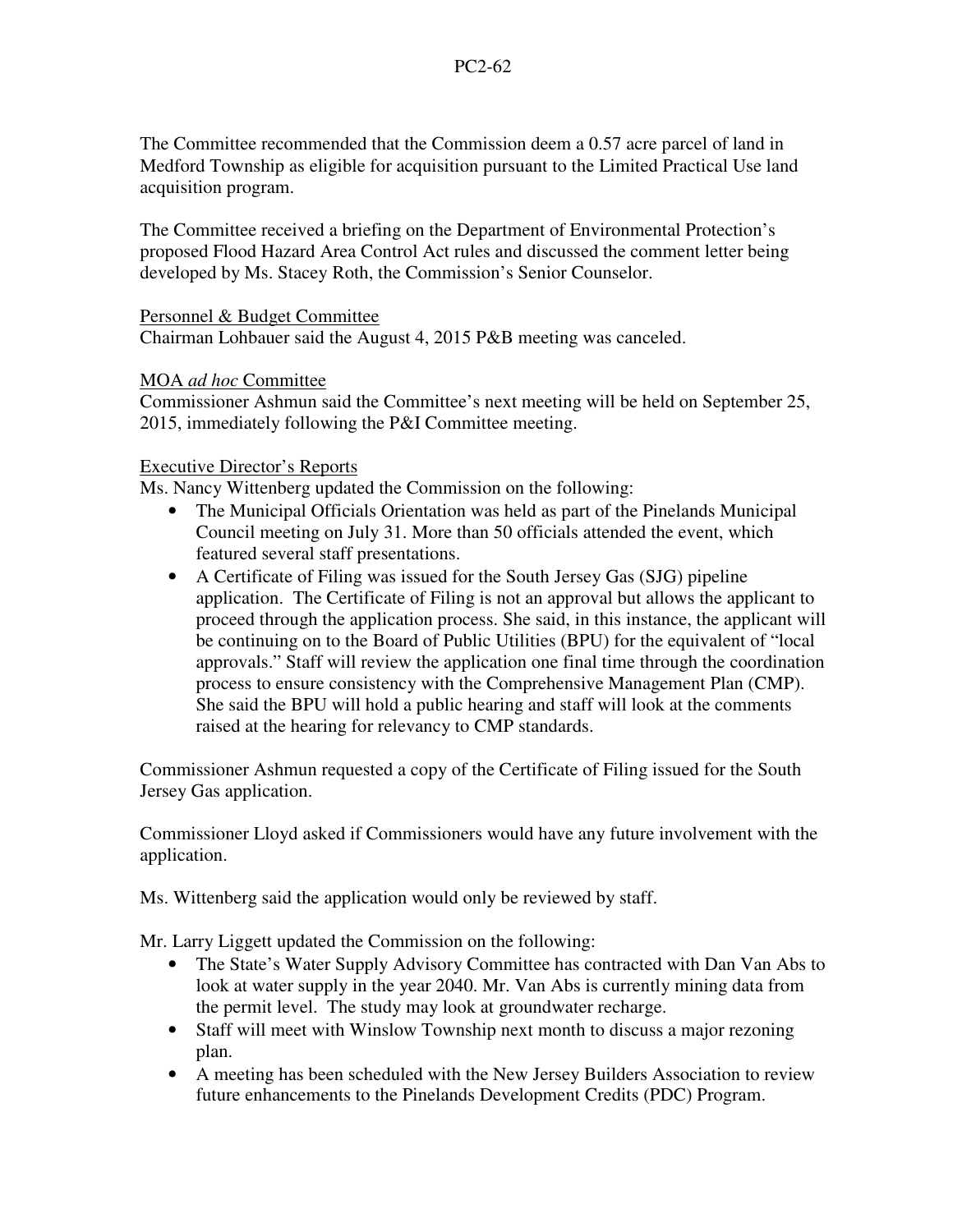The Committee recommended that the Commission deem a 0.57 acre parcel of land in Medford Township as eligible for acquisition pursuant to the Limited Practical Use land acquisition program.

The Committee received a briefing on the Department of Environmental Protection's proposed Flood Hazard Area Control Act rules and discussed the comment letter being developed by Ms. Stacey Roth, the Commission's Senior Counselor.

Personnel & Budget Committee

Chairman Lohbauer said the August 4, 2015 P&B meeting was canceled.

MOA *ad hoc* Committee

Commissioner Ashmun said the Committee's next meeting will be held on September 25, 2015, immediately following the P&I Committee meeting.

Executive Director's Reports

Ms. Nancy Wittenberg updated the Commission on the following:

- The Municipal Officials Orientation was held as part of the Pinelands Municipal Council meeting on July 31. More than 50 officials attended the event, which featured several staff presentations.
- A Certificate of Filing was issued for the South Jersey Gas (SJG) pipeline application. The Certificate of Filing is not an approval but allows the applicant to proceed through the application process. She said, in this instance, the applicant will be continuing on to the Board of Public Utilities (BPU) for the equivalent of "local approvals." Staff will review the application one final time through the coordination process to ensure consistency with the Comprehensive Management Plan (CMP). She said the BPU will hold a public hearing and staff will look at the comments raised at the hearing for relevancy to CMP standards.

Commissioner Ashmun requested a copy of the Certificate of Filing issued for the South Jersey Gas application.

Commissioner Lloyd asked if Commissioners would have any future involvement with the application.

Ms. Wittenberg said the application would only be reviewed by staff.

Mr. Larry Liggett updated the Commission on the following:

- The State's Water Supply Advisory Committee has contracted with Dan Van Abs to look at water supply in the year 2040. Mr. Van Abs is currently mining data from the permit level. The study may look at groundwater recharge.
- Staff will meet with Winslow Township next month to discuss a major rezoning plan.
- A meeting has been scheduled with the New Jersey Builders Association to review future enhancements to the Pinelands Development Credits (PDC) Program.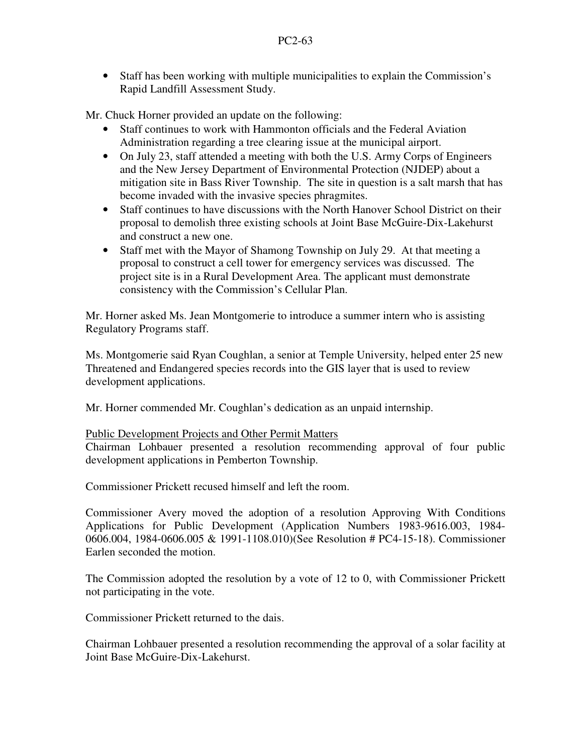- Staff has been working with multiple municipalities to explain the Commission's Rapid Landfill Assessment Study.

Mr. Chuck Horner provided an update on the following:

- Staff continues to work with Hammonton officials and the Federal Aviation Administration regarding a tree clearing issue at the municipal airport.
- On July 23, staff attended a meeting with both the U.S. Army Corps of Engineers and the New Jersey Department of Environmental Protection (NJDEP) about a mitigation site in Bass River Township. The site in question is a salt marsh that has become invaded with the invasive species phragmites.
- Staff continues to have discussions with the North Hanover School District on their proposal to demolish three existing schools at Joint Base McGuire-Dix-Lakehurst and construct a new one.
- Staff met with the Mayor of Shamong Township on July 29. At that meeting a proposal to construct a cell tower for emergency services was discussed. The project site is in a Rural Development Area. The applicant must demonstrate consistency with the Commission's Cellular Plan.

Mr. Horner asked Ms. Jean Montgomerie to introduce a summer intern who is assisting Regulatory Programs staff.

Ms. Montgomerie said Ryan Coughlan, a senior at Temple University, helped enter 25 new Threatened and Endangered species records into the GIS layer that is used to review development applications.

Mr. Horner commended Mr. Coughlan's dedication as an unpaid internship.

<u>Public Development Projects and Other Permit Matters</u>

Chairman Lohbauer presented a resolution recommending approval of four public development applications in Pemberton Township.

Commissioner Prickett recused himself and left the room.

Commissioner Avery moved the adoption of a resolution Approving With Conditions Applications for Public Development (Application Numbers 1983-9616.003, 1984-0606.004, 1984-0606.005 & 1991-1108.010)(See Resolution # PC4-15-18). Commissioner Earlen seconded the motion.

The Commission adopted the resolution by a vote of 12 to 0, with Commissioner Prickett not participating in the vote.

Commissioner Prickett returned to the dais.

Chairman Lohbauer presented a resolution recommending the approval of a solar facility at Joint Base McGuire-Dix-Lakehurst.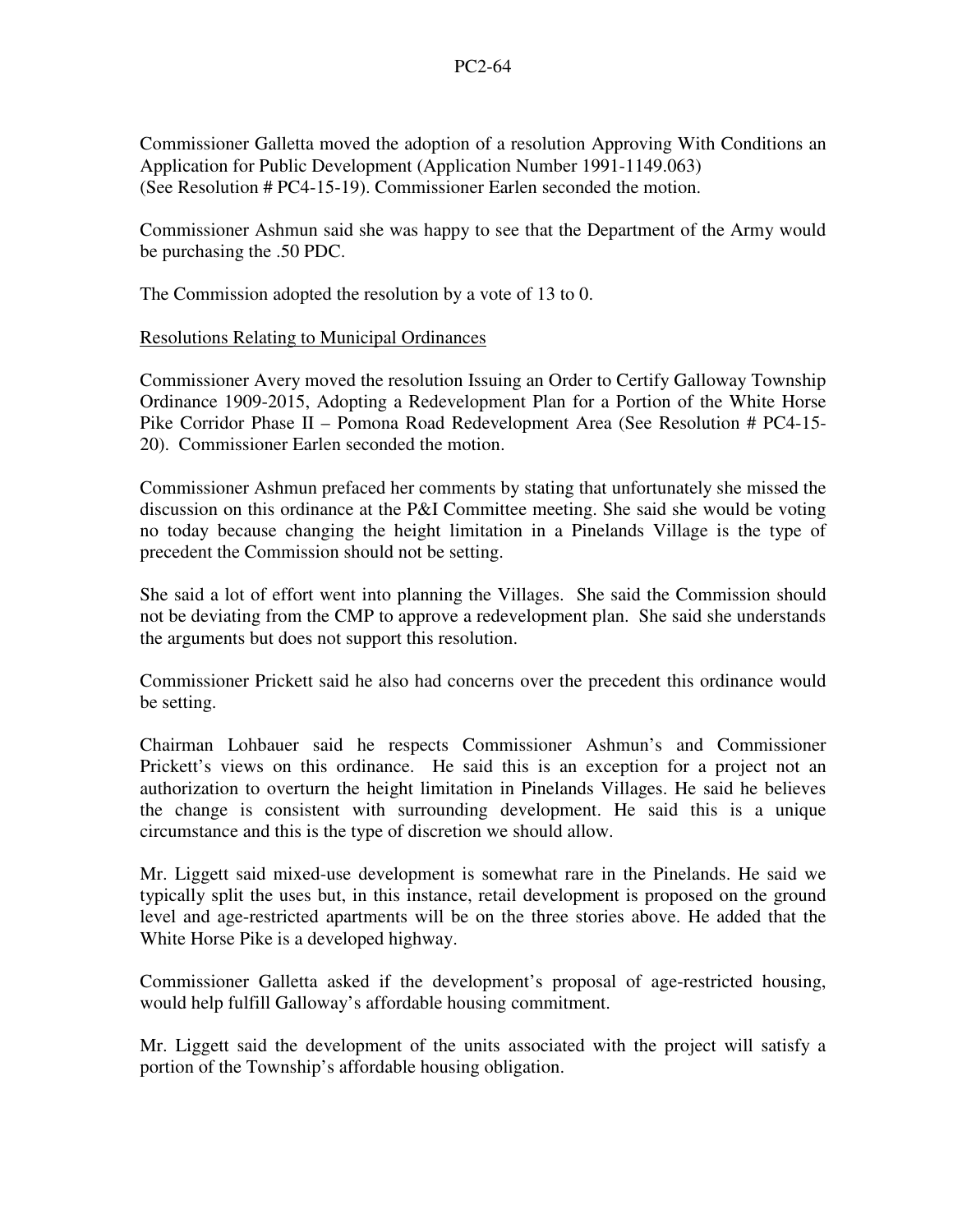Commissioner Galletta moved the adoption of a resolution Approving With Conditions an Application for Public Development (Application Number 1991-1149.063) (See Resolution # PC4-15-19). Commissioner Earlen seconded the motion.

Commissioner Ashmun said she was happy to see that the Department of the Army would be purchasing the .50 PDC.

The Commission adopted the resolution by a vote of 13 to 0.

Resolutions Relating to Municipal Ordinances

Commissioner Avery moved the resolution Issuing an Order to Certify Galloway Township Ordinance 1909-2015, Adopting a Redevelopment Plan for a Portion of the White Horse Pike Corridor Phase II – Pomona Road Redevelopment Area (See Resolution # PC4-15-20). Commissioner Earlen seconded the motion.

Commissioner Ashmun prefaced her comments by stating that unfortunately she missed the discussion on this ordinance at the P&I Committee meeting. She said she would be voting no today because changing the height limitation in a Pinelands Village is the type of precedent the Commission should not be setting.

She said a lot of effort went into planning the Villages. She said the Commission should not be deviating from the CMP to approve a redevelopment plan. She said she understands the arguments but does not support this resolution.

Commissioner Prickett said he also had concerns over the precedent this ordinance would be setting.

Chairman Lohbauer said he respects Commissioner Ashmun's and Commissioner Prickett's views on this ordinance. He said this is an exception for a project not an authorization to overturn the height limitation in Pinelands Villages. He said he believes the change is consistent with surrounding development. He said this is a unique circumstance and this is the type of discretion we should allow.

Mr. Liggett said mixed-use development is somewhat rare in the Pinelands. He said we typically split the uses but, in this instance, retail development is proposed on the ground level and age-restricted apartments will be on the three stories above. He added that the White Horse Pike is a developed highway.

Commissioner Galletta asked if the development's proposal of age-restricted housing, would help fulfill Galloway's affordable housing commitment.

Mr. Liggett said the development of the units associated with the project will satisfy a portion of the Township's affordable housing obligation.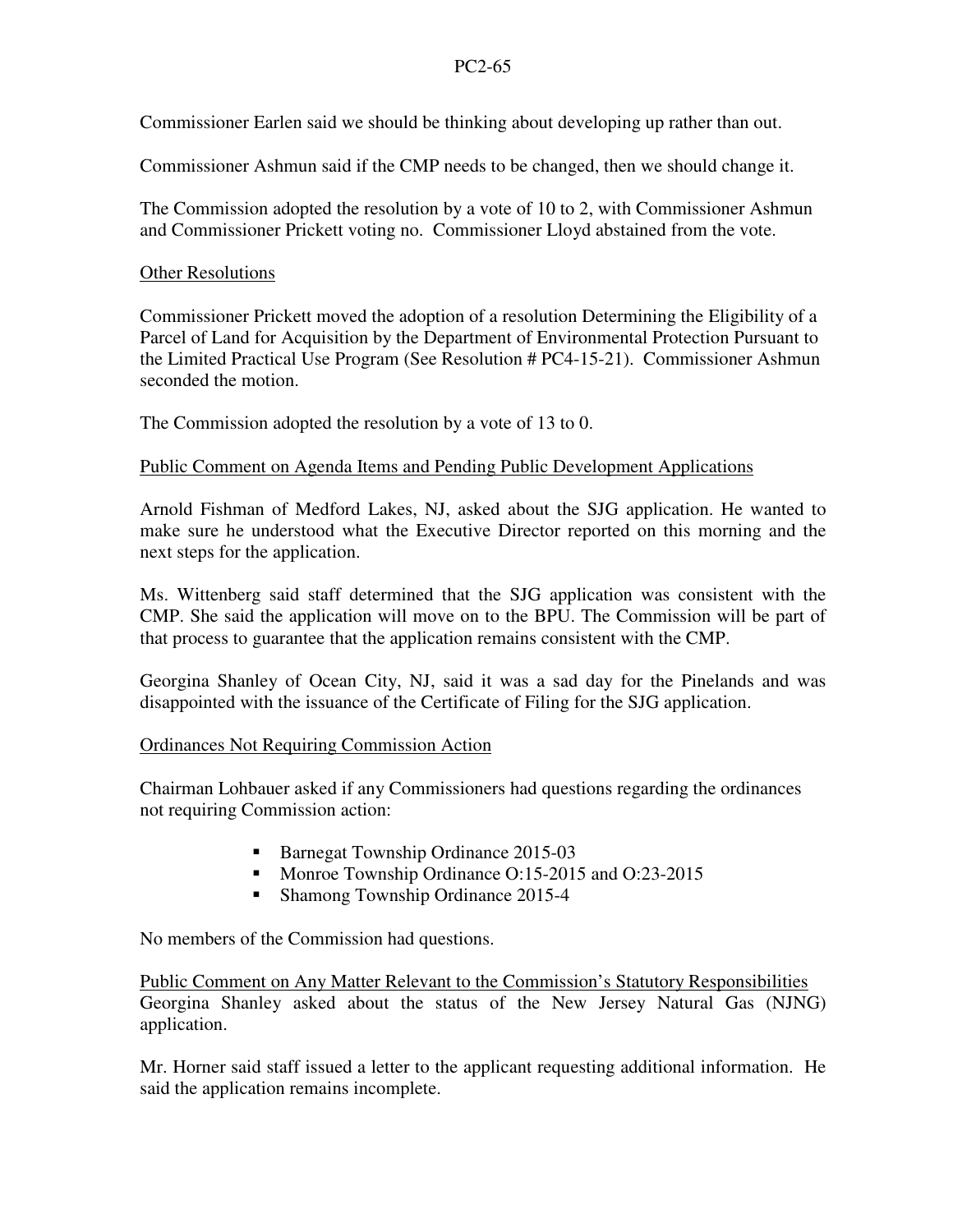Commissioner Earlen said we should be thinking about developing up rather than out.

Commissioner Ashmun said if the CMP needs to be changed, then we should change it.

The Commission adopted the resolution by a vote of 10 to 2, with Commissioner Ashmun and Commissioner Prickett voting no. Commissioner Lloyd abstained from the vote.

Other Resolutions

Commissioner Prickett moved the adoption of a resolution Determining the Eligibility of a Parcel of Land for Acquisition by the Department of Environmental Protection Pursuant to the Limited Practical Use Program (See Resolution # PC4-15-21). Commissioner Ashmun seconded the motion.

The Commission adopted the resolution by a vote of 13 to 0.

Public Comment on Agenda Items and Pending Public Development Applications

Arnold Fishman of Medford Lakes, NJ, asked about the SJG application. He wanted to make sure he understood what the Executive Director reported on this morning and the next steps for the application.

Ms. Wittenberg said staff determined that the SJG application was consistent with the CMP. She said the application will move on to the BPU. The Commission will be part of that process to guarantee that the application remains consistent with the CMP.

Georgina Shanley of Ocean City, NJ, said it was a sad day for the Pinelands and was disappointed with the issuance of the Certificate of Filing for the SJG application.

Ordinances Not Requiring Commission Action

Chairman Lohbauer asked if any Commissioners had questions regarding the ordinances not requiring Commission action:

- Barnegat Township Ordinance 2015-03
- Monroe Township Ordinance O:15-2015 and O:23-2015
- Shamong Township Ordinance 2015-4

No members of the Commission had questions.

Public Comment on Any Matter Relevant to the Commission's Statutory Responsibilities

Georgina Shanley asked about the status of the New Jersey Natural Gas (NJNG) application.

Mr. Horner said staff issued a letter to the applicant requesting additional information. He said the application remains incomplete.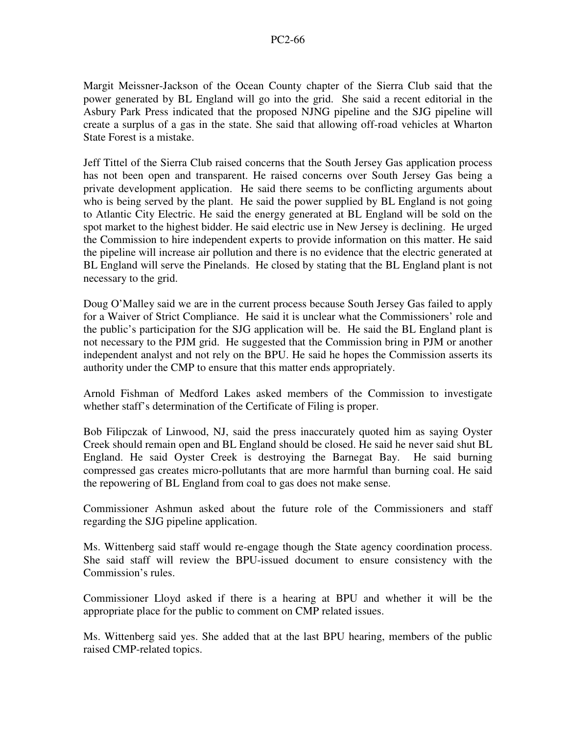Margit Meissner-Jackson of the Ocean County chapter of the Sierra Club said that the power generated by BL England will go into the grid. She said a recent editorial in the Asbury Park Press indicated that the proposed NJNG pipeline and the SJG pipeline will create a surplus of a gas in the state. She said that allowing off-road vehicles at Wharton State Forest is a mistake.

Jeff Tittel of the Sierra Club raised concerns that the South Jersey Gas application process has not been open and transparent. He raised concerns over South Jersey Gas being a private development application. He said there seems to be conflicting arguments about who is being served by the plant. He said the power supplied by BL England is not going to Atlantic City Electric. He said the energy generated at BL England will be sold on the spot market to the highest bidder. He said electric use in New Jersey is declining. He urged the Commission to hire independent experts to provide information on this matter. He said the pipeline will increase air pollution and there is no evidence that the electric generated at BL England will serve the Pinelands. He closed by stating that the BL England plant is not necessary to the grid.

Doug O'Malley said we are in the current process because South Jersey Gas failed to apply for a Waiver of Strict Compliance. He said it is unclear what the Commissioners' role and the public's participation for the SJG application will be. He said the BL England plant is not necessary to the PJM grid. He suggested that the Commission bring in PJM or another independent analyst and not rely on the BPU. He said he hopes the Commission asserts its authority under the CMP to ensure that this matter ends appropriately.

Arnold Fishman of Medford Lakes asked members of the Commission to investigate whether staff's determination of the Certificate of Filing is proper.

Bob Filipczak of Linwood, NJ, said the press inaccurately quoted him as saying Oyster Creek should remain open and BL England should be closed. He said he never said shut BL England. He said Oyster Creek is destroying the Barnegat Bay. He said burning compressed gas creates micro-pollutants that are more harmful than burning coal. He said the repowering of BL England from coal to gas does not make sense.

Commissioner Ashmun asked about the future role of the Commissioners and staff regarding the SJG pipeline application.

Ms. Wittenberg said staff would re-engage though the State agency coordination process. She said staff will review the BPU-issued document to ensure consistency with the Commission's rules.

Commissioner Lloyd asked if there is a hearing at BPU and whether it will be the appropriate place for the public to comment on CMP related issues.

Ms. Wittenberg said yes. She added that at the last BPU hearing, members of the public raised CMP-related topics.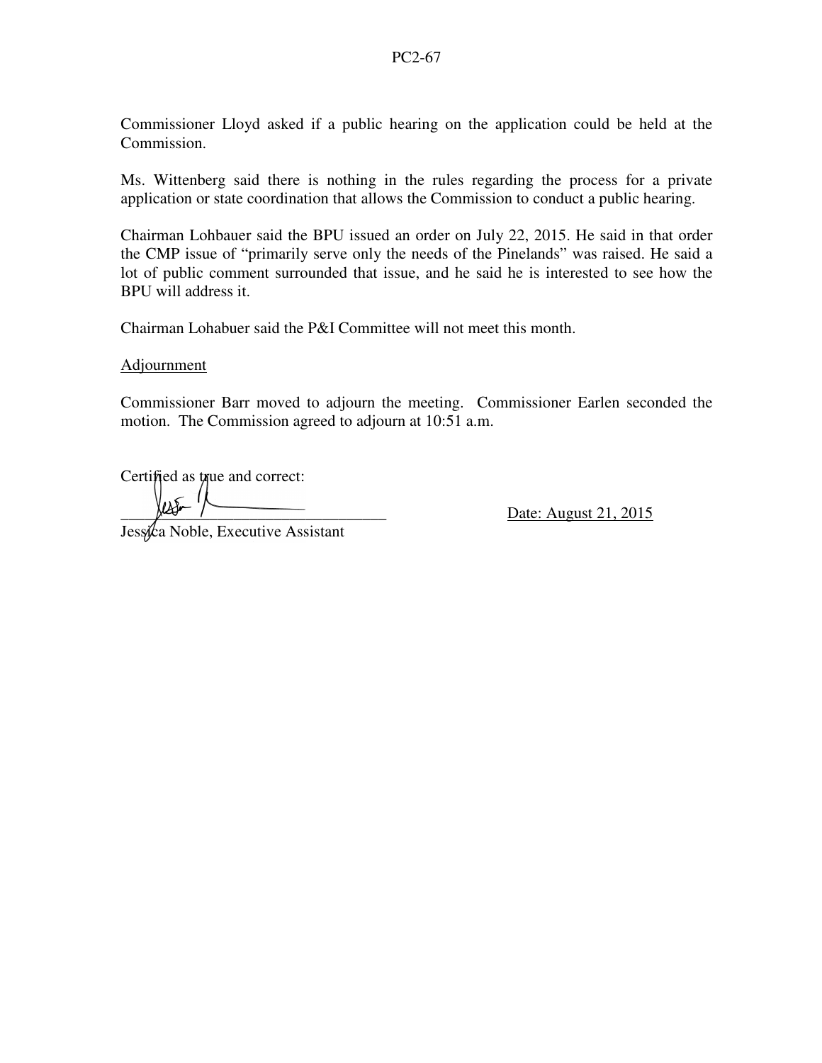Commissioner Lloyd asked if a public hearing on the application could be held at the Commission.

Ms. Wittenberg said there is nothing in the rules regarding the process for a private application or state coordination that allows the Commission to conduct a public hearing.

Chairman Lohbauer said the BPU issued an order on July 22, 2015. He said in that order the CMP issue of "primarily serve only the needs of the Pinelands" was raised. He said a lot of public comment surrounded that issue, and he said he is interested to see how the BPU will address it.

Chairman Lohabuer said the P&I Committee will not meet this month.

<u>Adjournment</u>

Commissioner Barr moved to adjourn the meeting. Commissioner Earlen seconded the motion. The Commission agreed to adjourn at 10:51 a.m.

Certified as true and correct:

_________________________________ Date: August 21, 2015

Jessica Noble, Executive Assistant